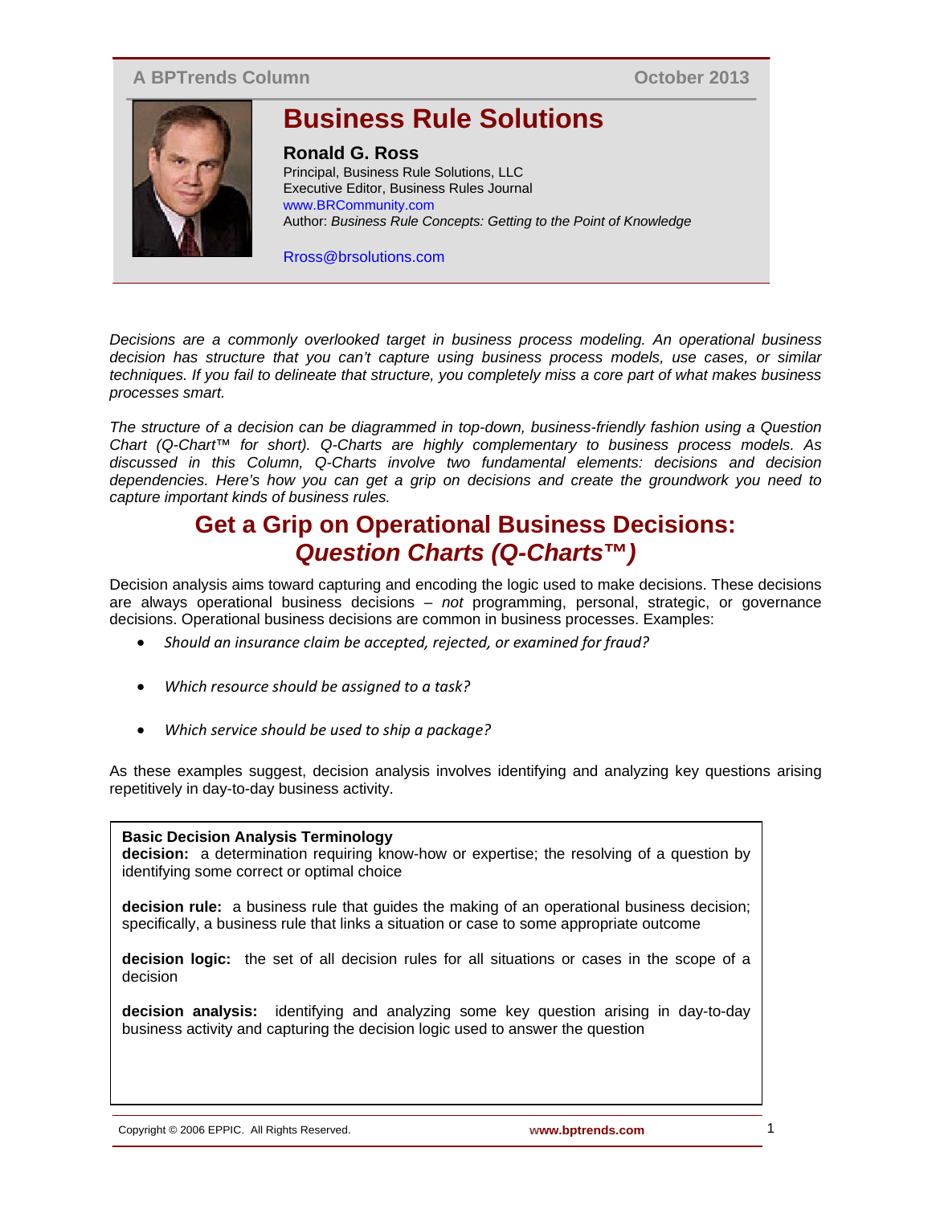A BPTrends Column — October 2013

# Business Rule Solutions

**Ronald G. Ross**
Principal, Business Rule Solutions, LLC
Executive Editor, Business Rules Journal
www.BRCommunity.com
Author: *Business Rule Concepts: Getting to the Point of Knowledge*

Rross@brsolutions.com

*Decisions are a commonly overlooked target in business process modeling. An operational business decision has structure that you can't capture using business process models, use cases, or similar techniques. If you fail to delineate that structure, you completely miss a core part of what makes business processes smart.*

*The structure of a decision can be diagrammed in top-down, business-friendly fashion using a Question Chart (Q-Chart™ for short). Q-Charts are highly complementary to business process models. As discussed in this Column, Q-Charts involve two fundamental elements: decisions and decision dependencies. Here's how you can get a grip on decisions and create the groundwork you need to capture important kinds of business rules.*

## Get a Grip on Operational Business Decisions: *Question Charts (Q-Charts™)*

Decision analysis aims toward capturing and encoding the logic used to make decisions. These decisions are always operational business decisions – *not* programming, personal, strategic, or governance decisions. Operational business decisions are common in business processes. Examples:

- *Should an insurance claim be accepted, rejected, or examined for fraud?*
- *Which resource should be assigned to a task?*
- *Which service should be used to ship a package?*

As these examples suggest, decision analysis involves identifying and analyzing key questions arising repetitively in day-to-day business activity.

> **Basic Decision Analysis Terminology**
>
> **decision:** a determination requiring know-how or expertise; the resolving of a question by identifying some correct or optimal choice
>
> **decision rule:** a business rule that guides the making of an operational business decision; specifically, a business rule that links a situation or case to some appropriate outcome
>
> **decision logic:** the set of all decision rules for all situations or cases in the scope of a decision
>
> **decision analysis:** identifying and analyzing some key question arising in day-to-day business activity and capturing the decision logic used to answer the question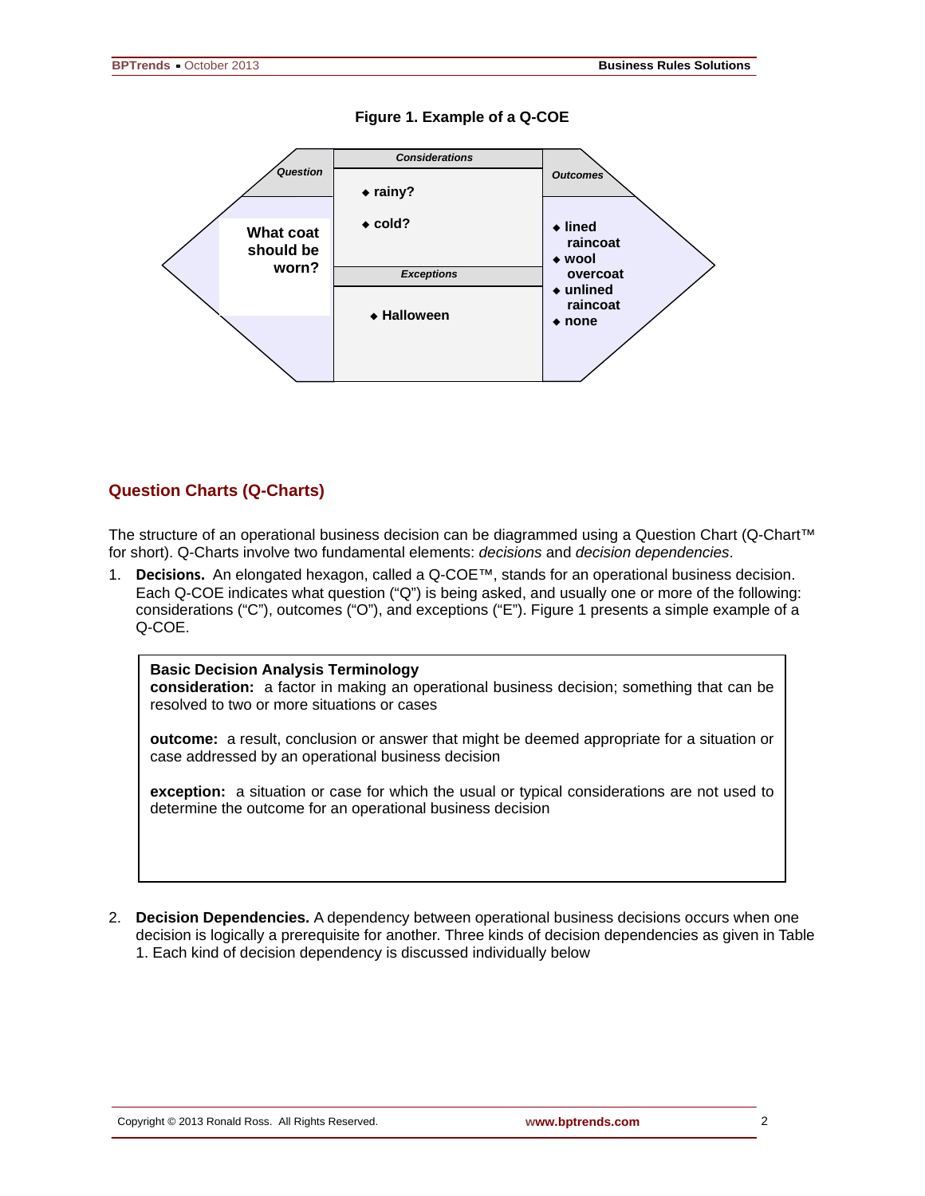**Figure 1. Example of a Q-COE**

| Question | Considerations | Outcomes |
|---|---|---|
| What coat should be worn? | ◆ rainy?<br>◆ cold? | ◆ lined raincoat<br>◆ wool overcoat<br>◆ unlined raincoat<br>◆ none |
| | **Exceptions**<br>◆ Halloween | |

## Question Charts (Q-Charts)

The structure of an operational business decision can be diagrammed using a Question Chart (Q-Chart™ for short). Q-Charts involve two fundamental elements: *decisions* and *decision dependencies*.

1. **Decisions.** An elongated hexagon, called a Q-COE™, stands for an operational business decision. Each Q-COE indicates what question ("Q") is being asked, and usually one or more of the following: considerations ("C"), outcomes ("O"), and exceptions ("E"). Figure 1 presents a simple example of a Q-COE.

> **Basic Decision Analysis Terminology**
>
> **consideration:** a factor in making an operational business decision; something that can be resolved to two or more situations or cases
>
> **outcome:** a result, conclusion or answer that might be deemed appropriate for a situation or case addressed by an operational business decision
>
> **exception:** a situation or case for which the usual or typical considerations are not used to determine the outcome for an operational business decision

2. **Decision Dependencies.** A dependency between operational business decisions occurs when one decision is logically a prerequisite for another. Three kinds of decision dependencies as given in Table 1. Each kind of decision dependency is discussed individually below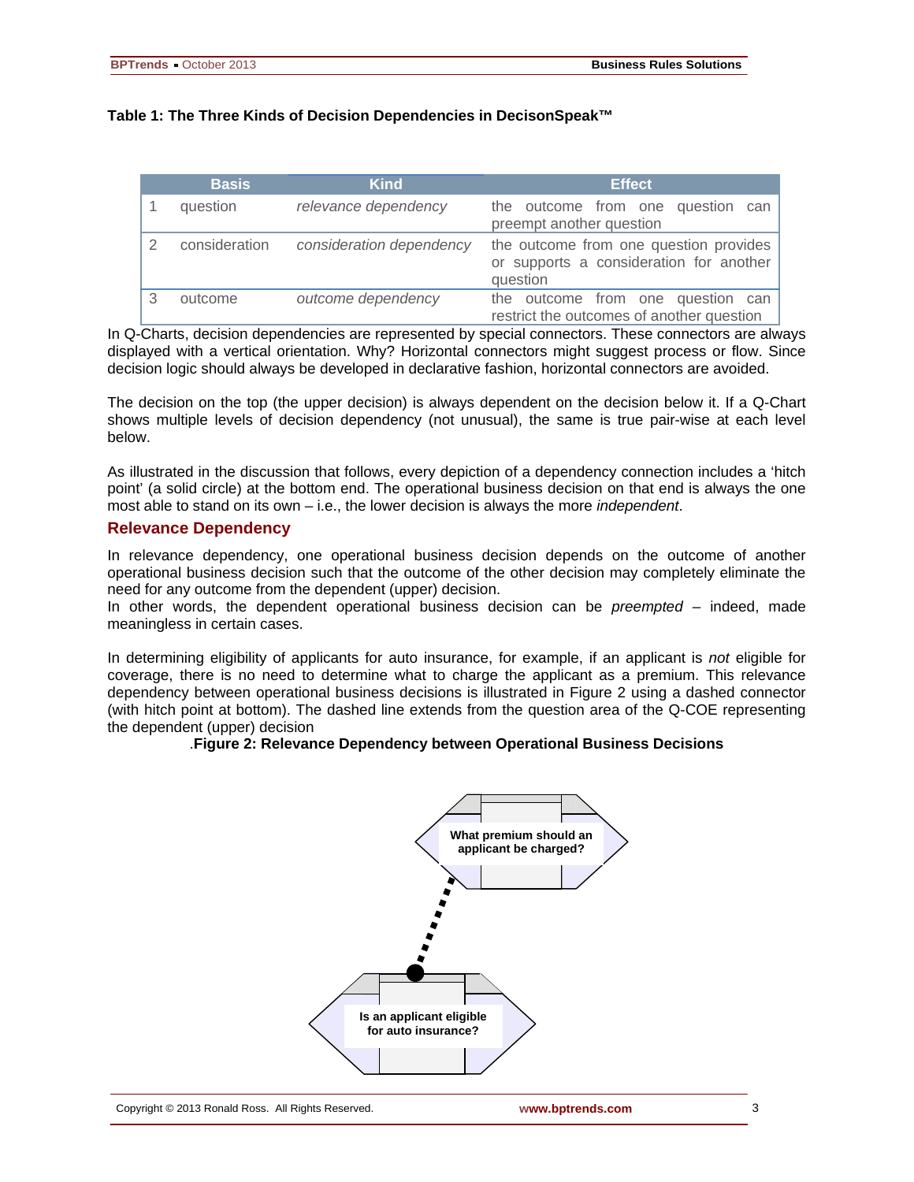**Table 1: The Three Kinds of Decision Dependencies in DecisonSpeak™**

| | Basis | Kind | Effect |
|---|---|---|---|
| 1 | question | *relevance dependency* | the outcome from one question can preempt another question |
| 2 | consideration | *consideration dependency* | the outcome from one question provides or supports a consideration for another question |
| 3 | outcome | *outcome dependency* | the outcome from one question can restrict the outcomes of another question |

In Q-Charts, decision dependencies are represented by special connectors. These connectors are always displayed with a vertical orientation. Why? Horizontal connectors might suggest process or flow. Since decision logic should always be developed in declarative fashion, horizontal connectors are avoided.

The decision on the top (the upper decision) is always dependent on the decision below it. If a Q-Chart shows multiple levels of decision dependency (not unusual), the same is true pair-wise at each level below.

As illustrated in the discussion that follows, every depiction of a dependency connection includes a 'hitch point' (a solid circle) at the bottom end. The operational business decision on that end is always the one most able to stand on its own – i.e., the lower decision is always the more *independent*.

## Relevance Dependency

In relevance dependency, one operational business decision depends on the outcome of another operational business decision such that the outcome of the other decision may completely eliminate the need for any outcome from the dependent (upper) decision.
In other words, the dependent operational business decision can be *preempted* – indeed, made meaningless in certain cases.

In determining eligibility of applicants for auto insurance, for example, if an applicant is *not* eligible for coverage, there is no need to determine what to charge the applicant as a premium. This relevance dependency between operational business decisions is illustrated in Figure 2 using a dashed connector (with hitch point at bottom). The dashed line extends from the question area of the Q-COE representing the dependent (upper) decision

.**Figure 2: Relevance Dependency between Operational Business Decisions**

What premium should an applicant be charged?

Is an applicant eligible for auto insurance?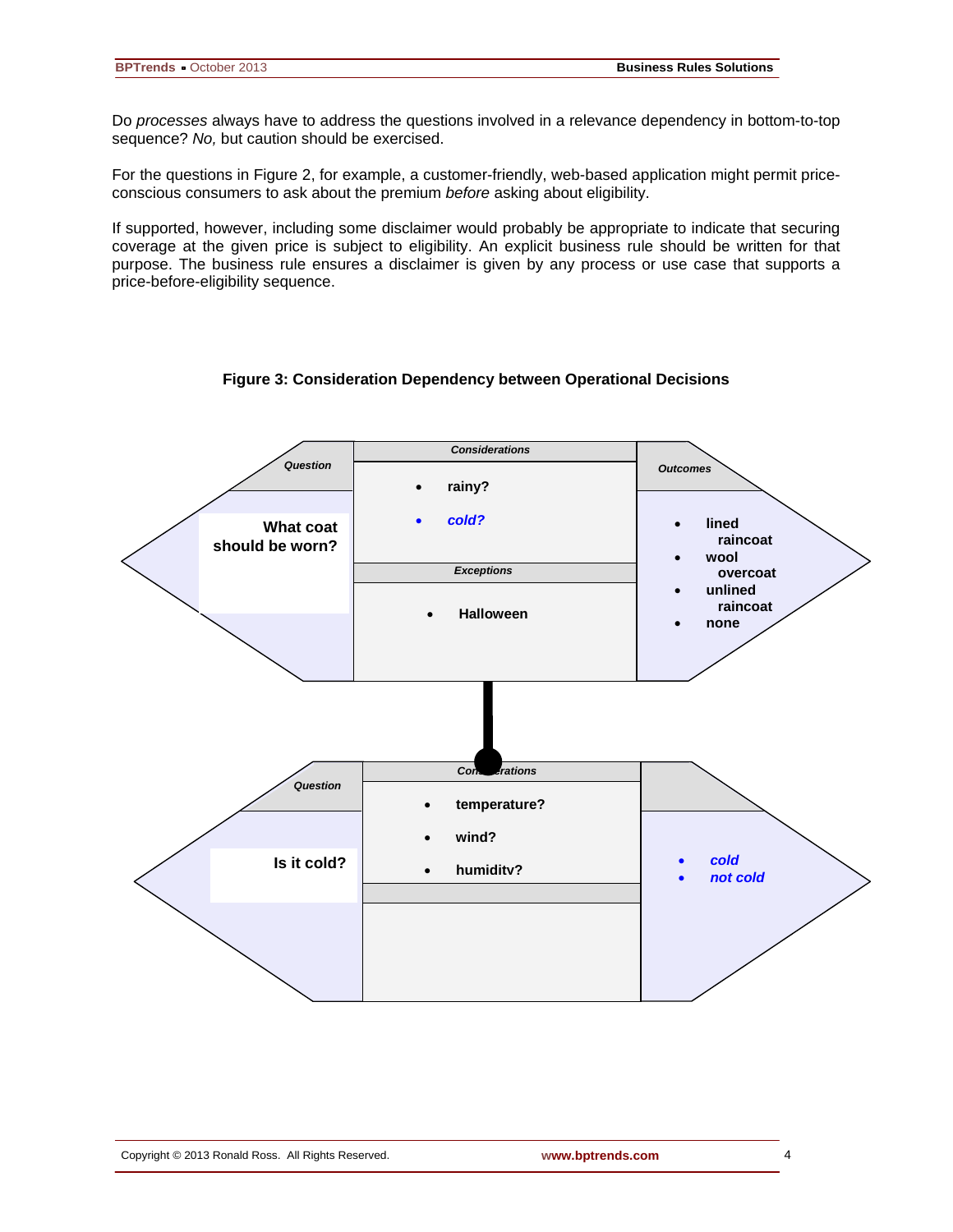Do *processes* always have to address the questions involved in a relevance dependency in bottom-to-top sequence? *No,* but caution should be exercised.

For the questions in Figure 2, for example, a customer-friendly, web-based application might permit price-conscious consumers to ask about the premium *before* asking about eligibility.

If supported, however, including some disclaimer would probably be appropriate to indicate that securing coverage at the given price is subject to eligibility. An explicit business rule should be written for that purpose. The business rule ensures a disclaimer is given by any process or use case that supports a price-before-eligibility sequence.

**Figure 3: Consideration Dependency between Operational Decisions**

| Question | Considerations | Outcomes |
| --- | --- | --- |
| What coat should be worn? | • rainy?<br>• *cold?* | • lined raincoat<br>• wool overcoat<br>• unlined raincoat<br>• none |
| | **Exceptions**<br>• Halloween | |

| Question | Considerations | Outcomes |
| --- | --- | --- |
| Is it cold? | • temperature?<br>• wind?<br>• humidity? | • *cold*<br>• *not cold* |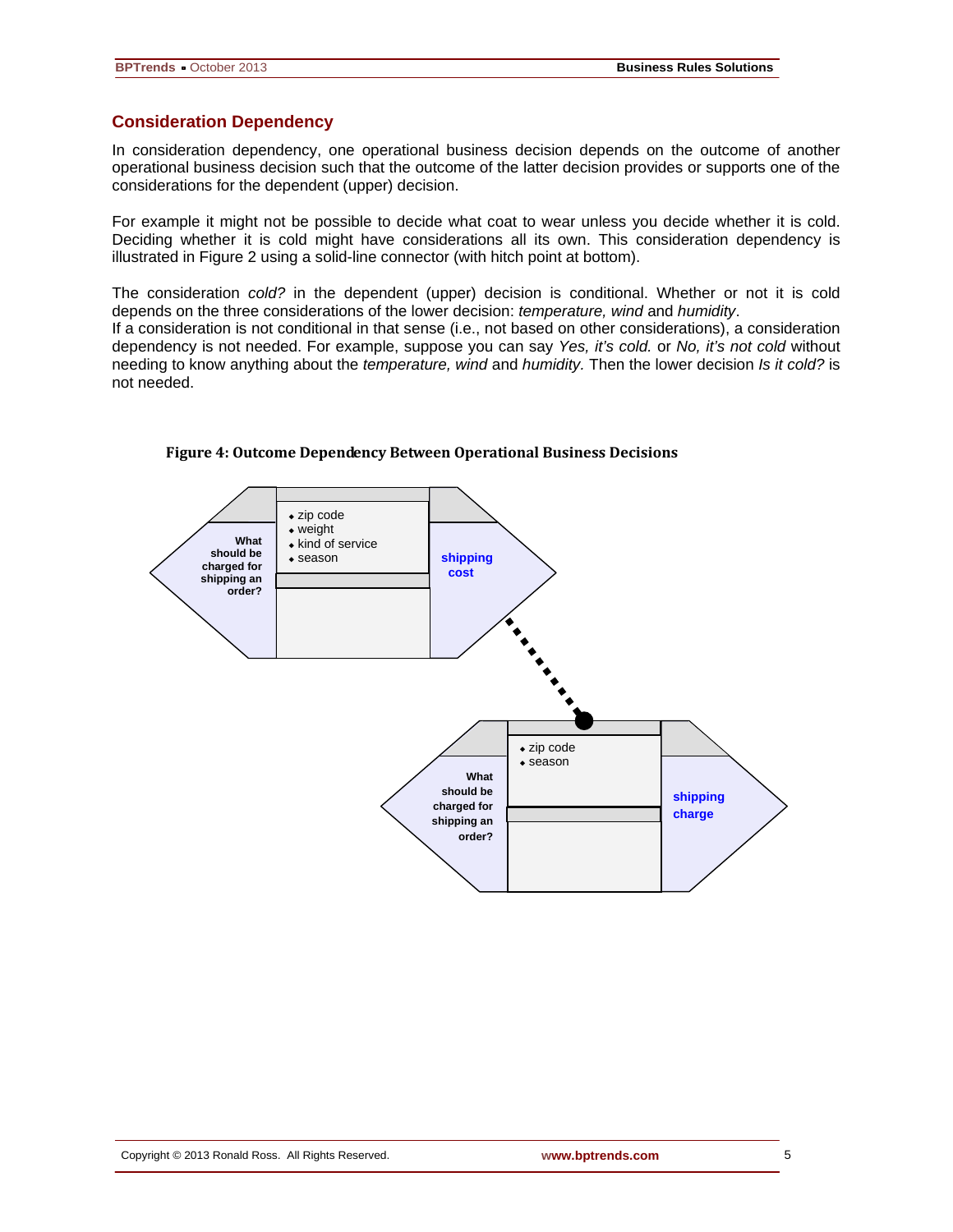## Consideration Dependency

In consideration dependency, one operational business decision depends on the outcome of another operational business decision such that the outcome of the latter decision provides or supports one of the considerations for the dependent (upper) decision.

For example it might not be possible to decide what coat to wear unless you decide whether it is cold. Deciding whether it is cold might have considerations all its own. This consideration dependency is illustrated in Figure 2 using a solid-line connector (with hitch point at bottom).

The consideration *cold?* in the dependent (upper) decision is conditional. Whether or not it is cold depends on the three considerations of the lower decision: *temperature, wind* and *humidity*.
If a consideration is not conditional in that sense (i.e., not based on other considerations), a consideration dependency is not needed. For example, suppose you can say *Yes, it's cold.* or *No, it's not cold* without needing to know anything about the *temperature, wind* and *humidity.* Then the lower decision *Is it cold?* is not needed.

**Figure 4: Outcome Dependency Between Operational Business Decisions**

What should be charged for shipping an order?
- zip code
- weight
- kind of service
- season

shipping cost

What should be charged for shipping an order?
- zip code
- season

shipping charge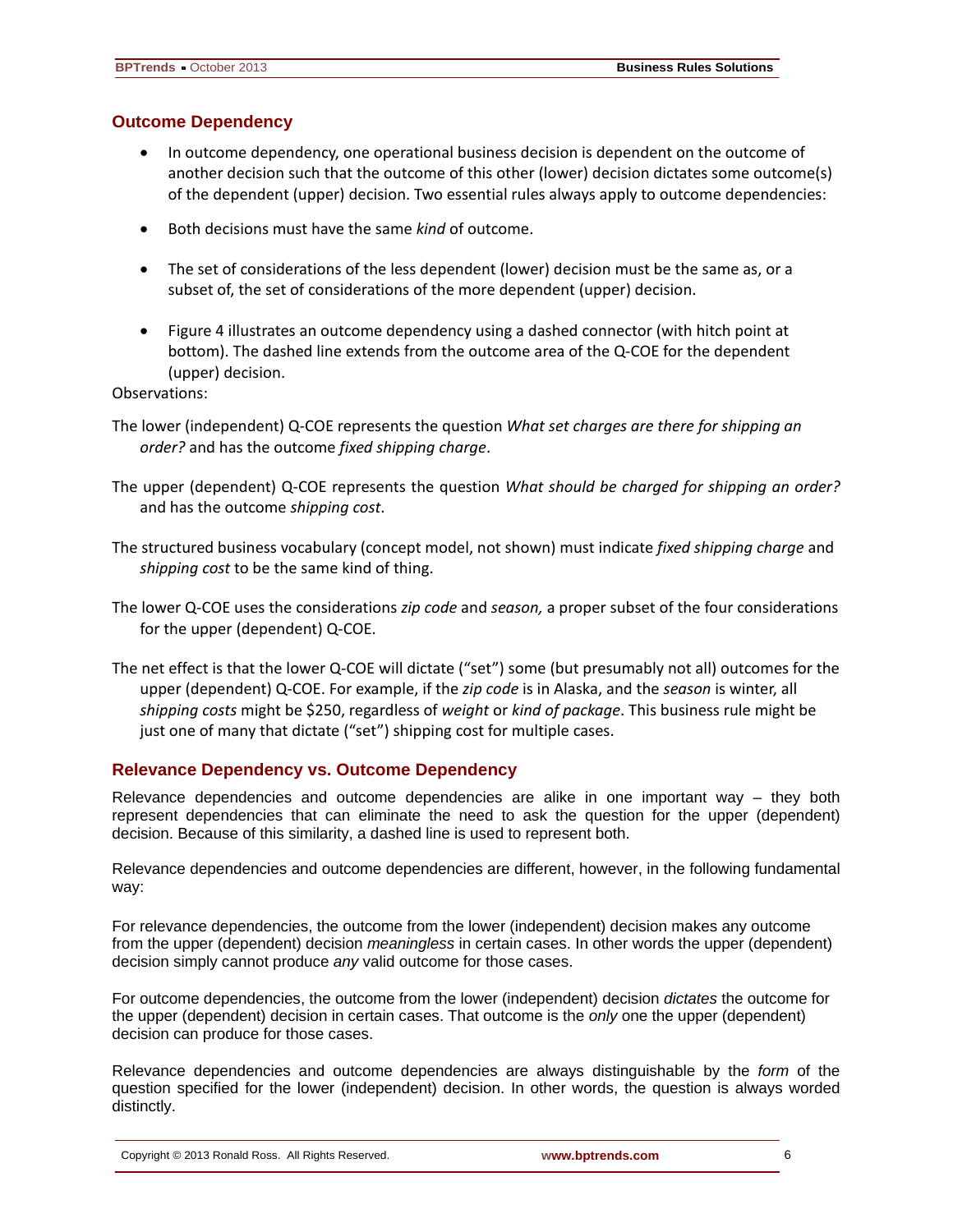## Outcome Dependency

- In outcome dependency, one operational business decision is dependent on the outcome of another decision such that the outcome of this other (lower) decision dictates some outcome(s) of the dependent (upper) decision. Two essential rules always apply to outcome dependencies:
- Both decisions must have the same *kind* of outcome.
- The set of considerations of the less dependent (lower) decision must be the same as, or a subset of, the set of considerations of the more dependent (upper) decision.
- Figure 4 illustrates an outcome dependency using a dashed connector (with hitch point at bottom). The dashed line extends from the outcome area of the Q-COE for the dependent (upper) decision.

Observations:

The lower (independent) Q-COE represents the question *What set charges are there for shipping an order?* and has the outcome *fixed shipping charge*.

The upper (dependent) Q-COE represents the question *What should be charged for shipping an order?* and has the outcome *shipping cost*.

The structured business vocabulary (concept model, not shown) must indicate *fixed shipping charge* and *shipping cost* to be the same kind of thing.

The lower Q-COE uses the considerations *zip code* and *season,* a proper subset of the four considerations for the upper (dependent) Q-COE.

The net effect is that the lower Q-COE will dictate ("set") some (but presumably not all) outcomes for the upper (dependent) Q-COE. For example, if the *zip code* is in Alaska, and the *season* is winter, all *shipping costs* might be $250, regardless of *weight* or *kind of package*. This business rule might be just one of many that dictate ("set") shipping cost for multiple cases.

## Relevance Dependency vs. Outcome Dependency

Relevance dependencies and outcome dependencies are alike in one important way – they both represent dependencies that can eliminate the need to ask the question for the upper (dependent) decision. Because of this similarity, a dashed line is used to represent both.

Relevance dependencies and outcome dependencies are different, however, in the following fundamental way:

For relevance dependencies, the outcome from the lower (independent) decision makes any outcome from the upper (dependent) decision *meaningless* in certain cases. In other words the upper (dependent) decision simply cannot produce *any* valid outcome for those cases.

For outcome dependencies, the outcome from the lower (independent) decision *dictates* the outcome for the upper (dependent) decision in certain cases. That outcome is the *only* one the upper (dependent) decision can produce for those cases.

Relevance dependencies and outcome dependencies are always distinguishable by the *form* of the question specified for the lower (independent) decision. In other words, the question is always worded distinctly.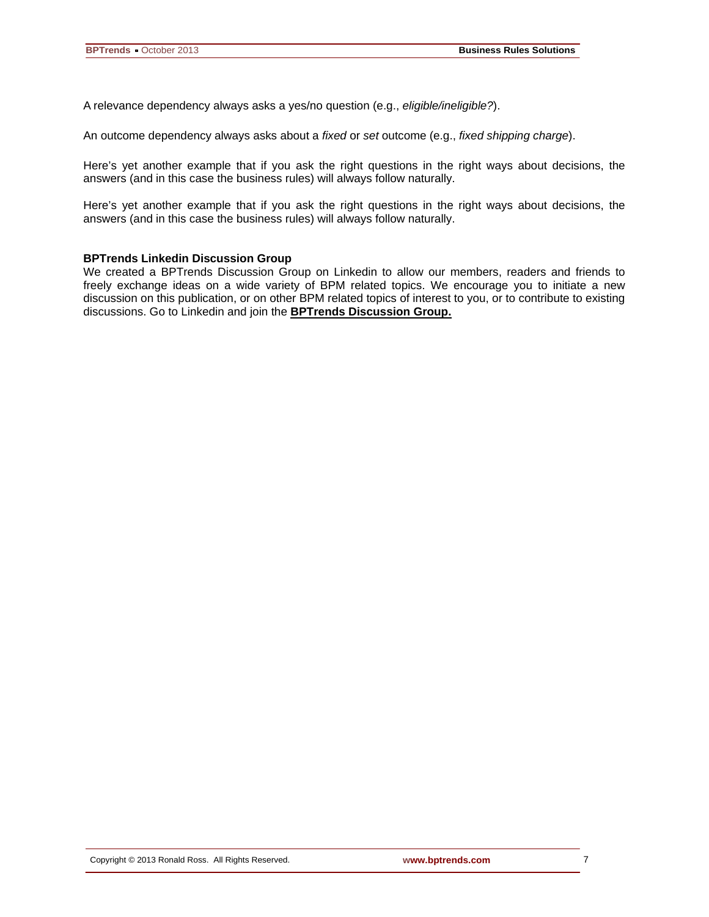A relevance dependency always asks a yes/no question (e.g., *eligible/ineligible?*).

An outcome dependency always asks about a *fixed* or *set* outcome (e.g., *fixed shipping charge*).

Here's yet another example that if you ask the right questions in the right ways about decisions, the answers (and in this case the business rules) will always follow naturally.

Here's yet another example that if you ask the right questions in the right ways about decisions, the answers (and in this case the business rules) will always follow naturally.

**BPTrends Linkedin Discussion Group**
We created a BPTrends Discussion Group on Linkedin to allow our members, readers and friends to freely exchange ideas on a wide variety of BPM related topics. We encourage you to initiate a new discussion on this publication, or on other BPM related topics of interest to you, or to contribute to existing discussions. Go to Linkedin and join the **BPTrends Discussion Group.**